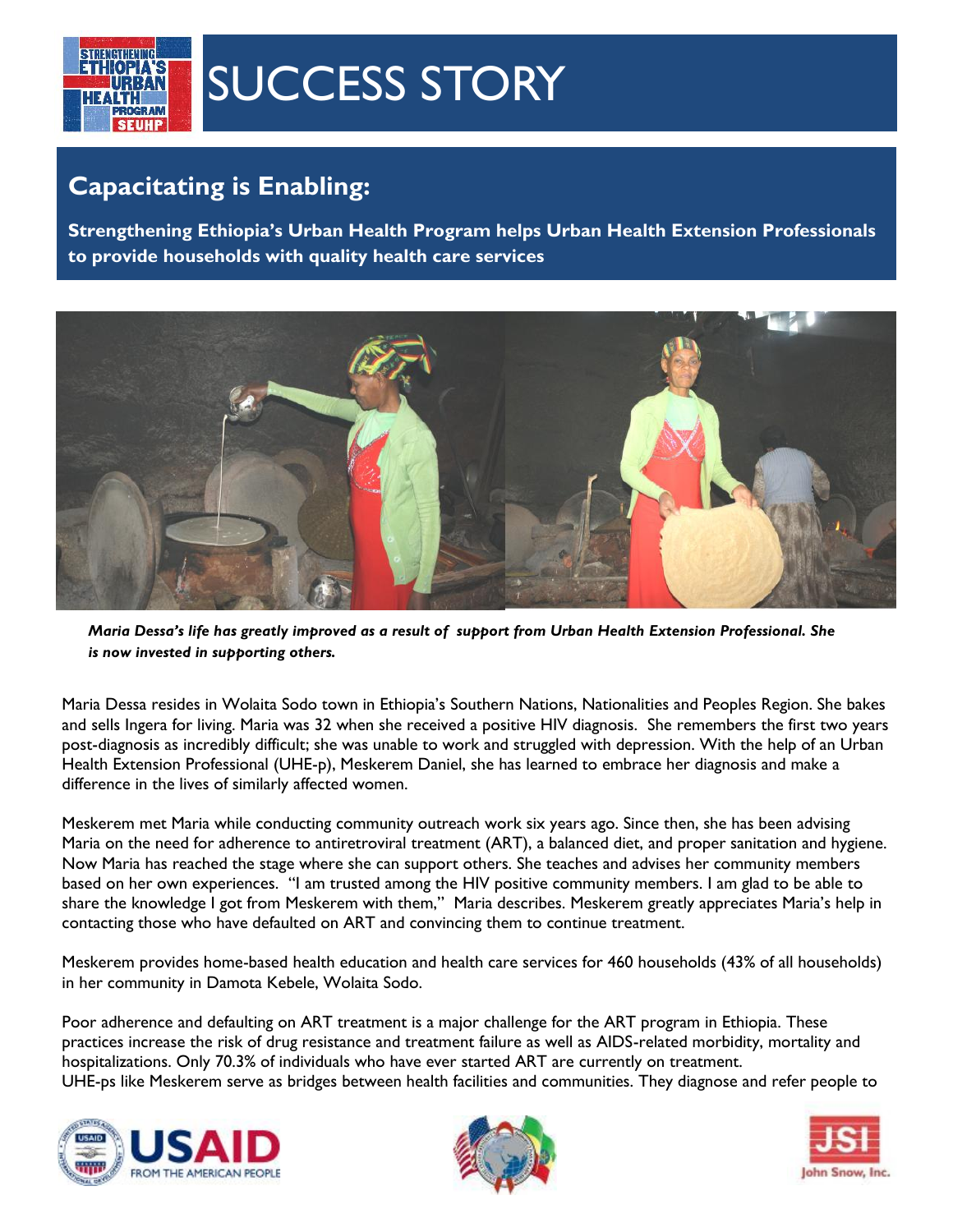# SUCCESS STORY

## Capacitating is Enabling:

**Strengthening Ethiopia's Urban Health Program helps Urban Health Extension Professionals to provide households with quality health care services**

*Maria Dessa's life has greatly improved as a result of support from Urban Health Extension Professional. She is now invested in supporting others.*

Maria Dessa resides in Wolaita Sodo town in Ethiopia's Southern Nations, Nationalities and Peoples Region. She bakes and sells Ingera for living. Maria was 32 when she received a positive HIV diagnosis. She remembers the first two years post-diagnosis as incredibly difficult; she was unable to work and struggled with depression. With the help of an Urban Health Extension Professional (UHE-p), Meskerem Daniel, she has learned to embrace her diagnosis and make a difference in the lives of similarly affected women.

Meskerem met Maria while conducting community outreach work six years ago. Since then, she has been advising Maria on the need for adherence to antiretroviral treatment (ART), a balanced diet, and proper sanitation and hygiene. Now Maria has reached the stage where she can support others. She teaches and advises her community members based on her own experiences. "I am trusted among the HIV positive community members. I am glad to be able to share the knowledge I got from Meskerem with them," Maria describes. Meskerem greatly appreciates Maria's help in contacting those who have defaulted on ART and convincing them to continue treatment.

Meskerem provides home-based health education and health care services for 460 households (43% of all households) in her community in Damota Kebele, Wolaita Sodo.

Poor adherence and defaulting on ART treatment is a major challenge for the ART program in Ethiopia. These practices increase the risk of drug resistance and treatment failure as well as AIDS-related morbidity, mortality and hospitalizations. Only 70.3% of individuals who have ever started ART are currently on treatment.
UHE-ps like Meskerem serve as bridges between health facilities and communities. They diagnose and refer people to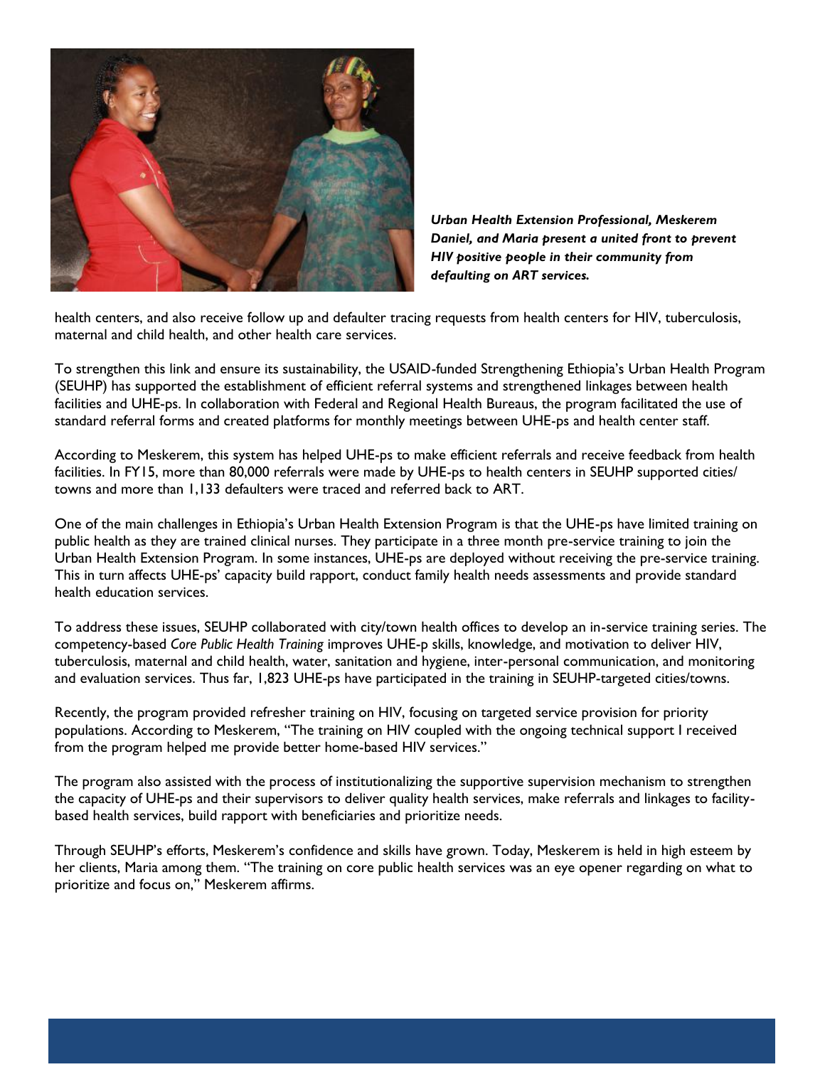***Urban Health Extension Professional, Meskerem Daniel, and Maria present a united front to prevent HIV positive people in their community from defaulting on ART services.***

health centers, and also receive follow up and defaulter tracing requests from health centers for HIV, tuberculosis, maternal and child health, and other health care services.

To strengthen this link and ensure its sustainability, the USAID-funded Strengthening Ethiopia's Urban Health Program (SEUHP) has supported the establishment of efficient referral systems and strengthened linkages between health facilities and UHE-ps. In collaboration with Federal and Regional Health Bureaus, the program facilitated the use of standard referral forms and created platforms for monthly meetings between UHE-ps and health center staff.

According to Meskerem, this system has helped UHE-ps to make efficient referrals and receive feedback from health facilities. In FY15, more than 80,000 referrals were made by UHE-ps to health centers in SEUHP supported cities/ towns and more than 1,133 defaulters were traced and referred back to ART.

One of the main challenges in Ethiopia's Urban Health Extension Program is that the UHE-ps have limited training on public health as they are trained clinical nurses. They participate in a three month pre-service training to join the Urban Health Extension Program. In some instances, UHE-ps are deployed without receiving the pre-service training. This in turn affects UHE-ps' capacity build rapport, conduct family health needs assessments and provide standard health education services.

To address these issues, SEUHP collaborated with city/town health offices to develop an in-service training series. The competency-based *Core Public Health Training* improves UHE-p skills, knowledge, and motivation to deliver HIV, tuberculosis, maternal and child health, water, sanitation and hygiene, inter-personal communication, and monitoring and evaluation services. Thus far, 1,823 UHE-ps have participated in the training in SEUHP-targeted cities/towns.

Recently, the program provided refresher training on HIV, focusing on targeted service provision for priority populations. According to Meskerem, "The training on HIV coupled with the ongoing technical support I received from the program helped me provide better home-based HIV services."

The program also assisted with the process of institutionalizing the supportive supervision mechanism to strengthen the capacity of UHE-ps and their supervisors to deliver quality health services, make referrals and linkages to facility-based health services, build rapport with beneficiaries and prioritize needs.

Through SEUHP's efforts, Meskerem's confidence and skills have grown. Today, Meskerem is held in high esteem by her clients, Maria among them. "The training on core public health services was an eye opener regarding on what to prioritize and focus on," Meskerem affirms.